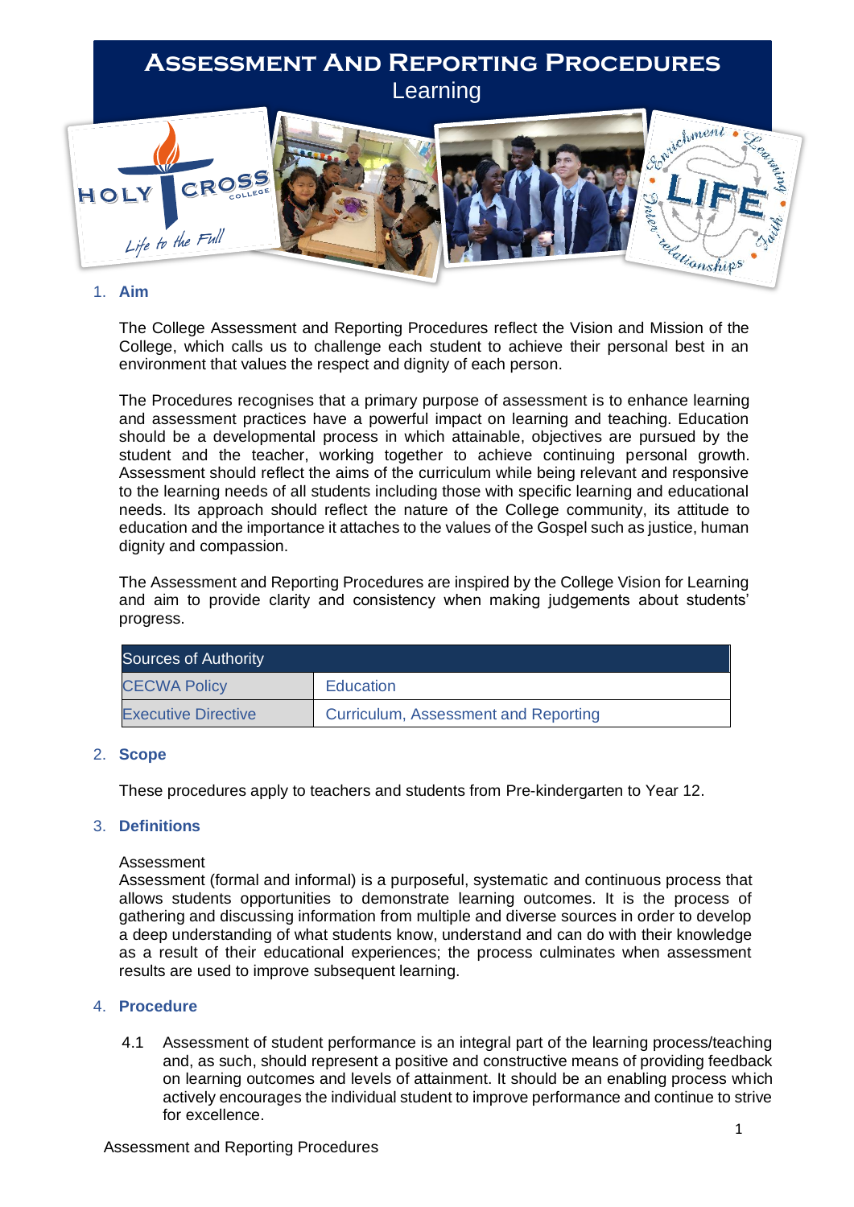# Assessment And Reporting Procedures

Learning

## 1. Aim

The College Assessment and Reporting Procedures reflect the Vision and Mission of the College, which calls us to challenge each student to achieve their personal best in an environment that values the respect and dignity of each person.

The Procedures recognises that a primary purpose of assessment is to enhance learning and assessment practices have a powerful impact on learning and teaching. Education should be a developmental process in which attainable, objectives are pursued by the student and the teacher, working together to achieve continuing personal growth. Assessment should reflect the aims of the curriculum while being relevant and responsive to the learning needs of all students including those with specific learning and educational needs. Its approach should reflect the nature of the College community, its attitude to education and the importance it attaches to the values of the Gospel such as justice, human dignity and compassion.

The Assessment and Reporting Procedures are inspired by the College Vision for Learning and aim to provide clarity and consistency when making judgements about students' progress.

| Sources of Authority | |
|---|---|
| CECWA Policy | Education |
| Executive Directive | Curriculum, Assessment and Reporting |

## 2. Scope

These procedures apply to teachers and students from Pre-kindergarten to Year 12.

## 3. Definitions

Assessment

Assessment (formal and informal) is a purposeful, systematic and continuous process that allows students opportunities to demonstrate learning outcomes. It is the process of gathering and discussing information from multiple and diverse sources in order to develop a deep understanding of what students know, understand and can do with their knowledge as a result of their educational experiences; the process culminates when assessment results are used to improve subsequent learning.

## 4. Procedure

4.1 Assessment of student performance is an integral part of the learning process/teaching and, as such, should represent a positive and constructive means of providing feedback on learning outcomes and levels of attainment. It should be an enabling process which actively encourages the individual student to improve performance and continue to strive for excellence.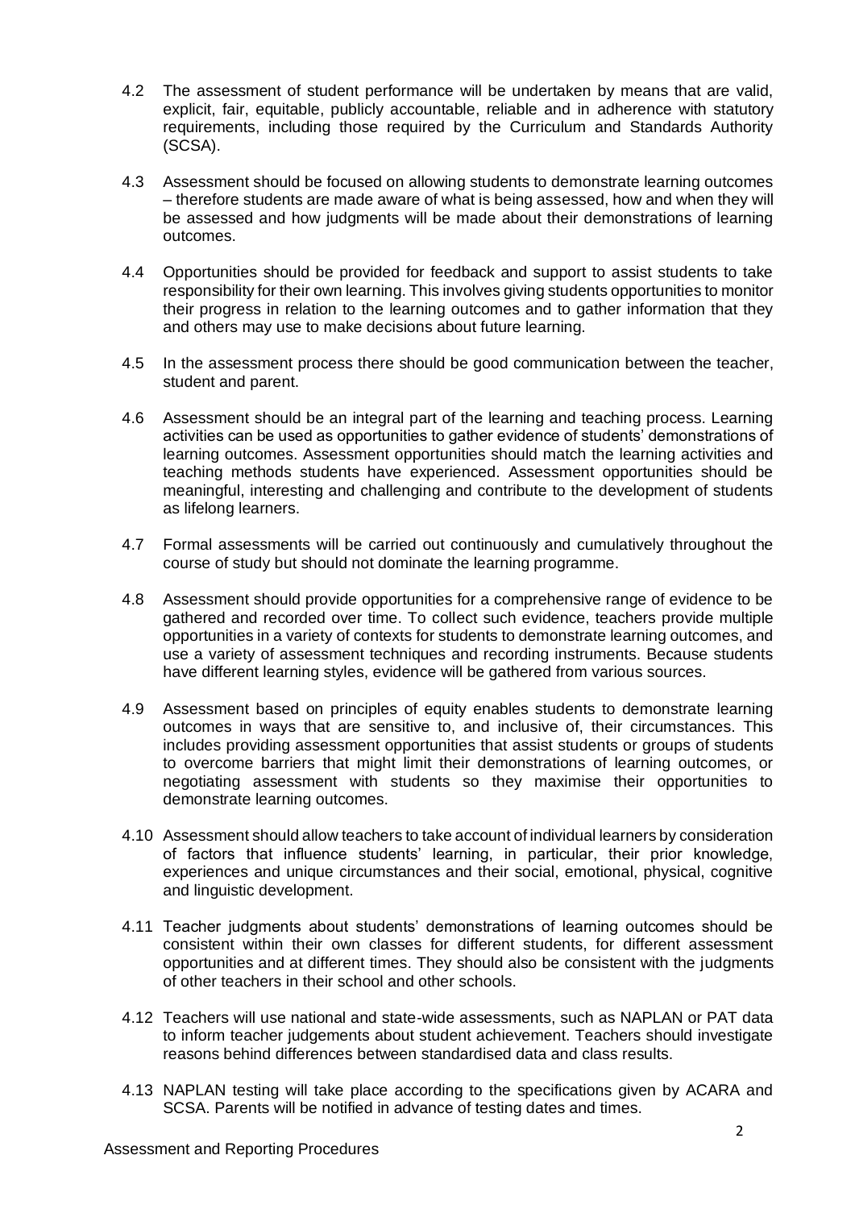4.2 The assessment of student performance will be undertaken by means that are valid, explicit, fair, equitable, publicly accountable, reliable and in adherence with statutory requirements, including those required by the Curriculum and Standards Authority (SCSA).

4.3 Assessment should be focused on allowing students to demonstrate learning outcomes – therefore students are made aware of what is being assessed, how and when they will be assessed and how judgments will be made about their demonstrations of learning outcomes.

4.4 Opportunities should be provided for feedback and support to assist students to take responsibility for their own learning. This involves giving students opportunities to monitor their progress in relation to the learning outcomes and to gather information that they and others may use to make decisions about future learning.

4.5 In the assessment process there should be good communication between the teacher, student and parent.

4.6 Assessment should be an integral part of the learning and teaching process. Learning activities can be used as opportunities to gather evidence of students' demonstrations of learning outcomes. Assessment opportunities should match the learning activities and teaching methods students have experienced. Assessment opportunities should be meaningful, interesting and challenging and contribute to the development of students as lifelong learners.

4.7 Formal assessments will be carried out continuously and cumulatively throughout the course of study but should not dominate the learning programme.

4.8 Assessment should provide opportunities for a comprehensive range of evidence to be gathered and recorded over time. To collect such evidence, teachers provide multiple opportunities in a variety of contexts for students to demonstrate learning outcomes, and use a variety of assessment techniques and recording instruments. Because students have different learning styles, evidence will be gathered from various sources.

4.9 Assessment based on principles of equity enables students to demonstrate learning outcomes in ways that are sensitive to, and inclusive of, their circumstances. This includes providing assessment opportunities that assist students or groups of students to overcome barriers that might limit their demonstrations of learning outcomes, or negotiating assessment with students so they maximise their opportunities to demonstrate learning outcomes.

4.10 Assessment should allow teachers to take account of individual learners by consideration of factors that influence students' learning, in particular, their prior knowledge, experiences and unique circumstances and their social, emotional, physical, cognitive and linguistic development.

4.11 Teacher judgments about students' demonstrations of learning outcomes should be consistent within their own classes for different students, for different assessment opportunities and at different times. They should also be consistent with the judgments of other teachers in their school and other schools.

4.12 Teachers will use national and state-wide assessments, such as NAPLAN or PAT data to inform teacher judgements about student achievement. Teachers should investigate reasons behind differences between standardised data and class results.

4.13 NAPLAN testing will take place according to the specifications given by ACARA and SCSA. Parents will be notified in advance of testing dates and times.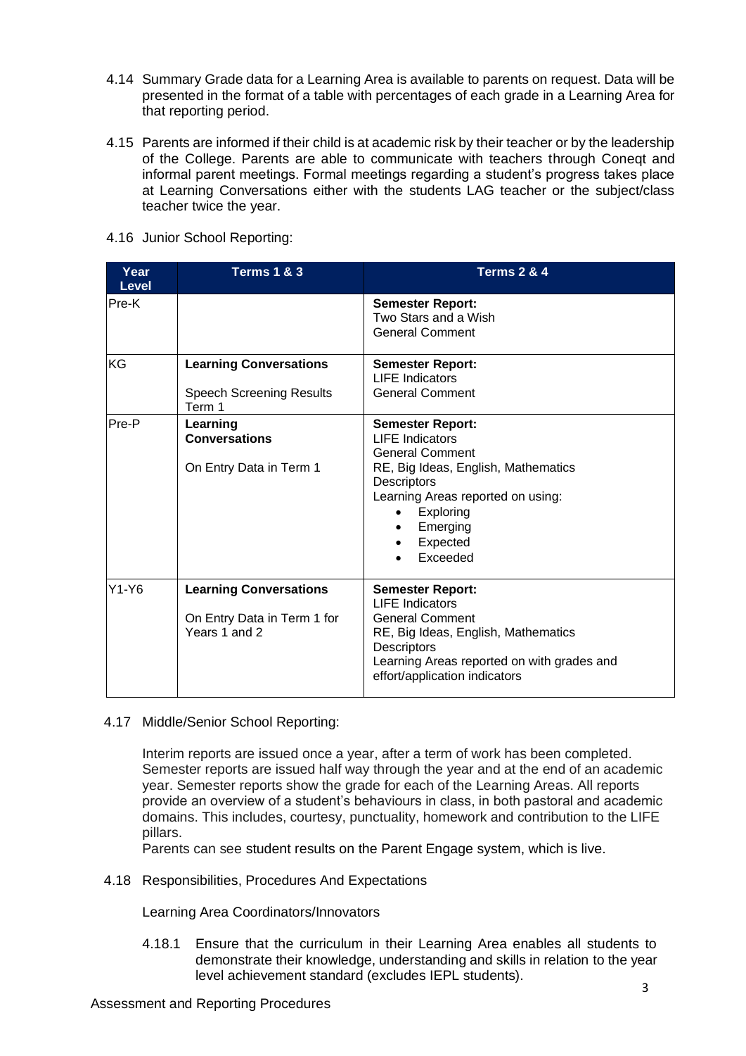4.14 Summary Grade data for a Learning Area is available to parents on request. Data will be presented in the format of a table with percentages of each grade in a Learning Area for that reporting period.

4.15 Parents are informed if their child is at academic risk by their teacher or by the leadership of the College. Parents are able to communicate with teachers through Coneqt and informal parent meetings. Formal meetings regarding a student's progress takes place at Learning Conversations either with the students LAG teacher or the subject/class teacher twice the year.

4.16 Junior School Reporting:

| Year Level | Terms 1 & 3 | Terms 2 & 4 |
|---|---|---|
| Pre-K | | **Semester Report:**<br>Two Stars and a Wish<br>General Comment |
| KG | **Learning Conversations**<br><br>Speech Screening Results Term 1 | **Semester Report:**<br>LIFE Indicators<br>General Comment |
| Pre-P | **Learning Conversations**<br><br>On Entry Data in Term 1 | **Semester Report:**<br>LIFE Indicators<br>General Comment<br>RE, Big Ideas, English, Mathematics Descriptors<br>Learning Areas reported on using:<br>• Exploring<br>• Emerging<br>• Expected<br>• Exceeded |
| Y1-Y6 | **Learning Conversations**<br><br>On Entry Data in Term 1 for Years 1 and 2 | **Semester Report:**<br>LIFE Indicators<br>General Comment<br>RE, Big Ideas, English, Mathematics Descriptors<br>Learning Areas reported on with grades and effort/application indicators |

4.17 Middle/Senior School Reporting:

Interim reports are issued once a year, after a term of work has been completed. Semester reports are issued half way through the year and at the end of an academic year. Semester reports show the grade for each of the Learning Areas. All reports provide an overview of a student's behaviours in class, in both pastoral and academic domains. This includes, courtesy, punctuality, homework and contribution to the LIFE pillars.

Parents can see student results on the Parent Engage system, which is live.

4.18 Responsibilities, Procedures And Expectations

Learning Area Coordinators/Innovators

4.18.1 Ensure that the curriculum in their Learning Area enables all students to demonstrate their knowledge, understanding and skills in relation to the year level achievement standard (excludes IEPL students).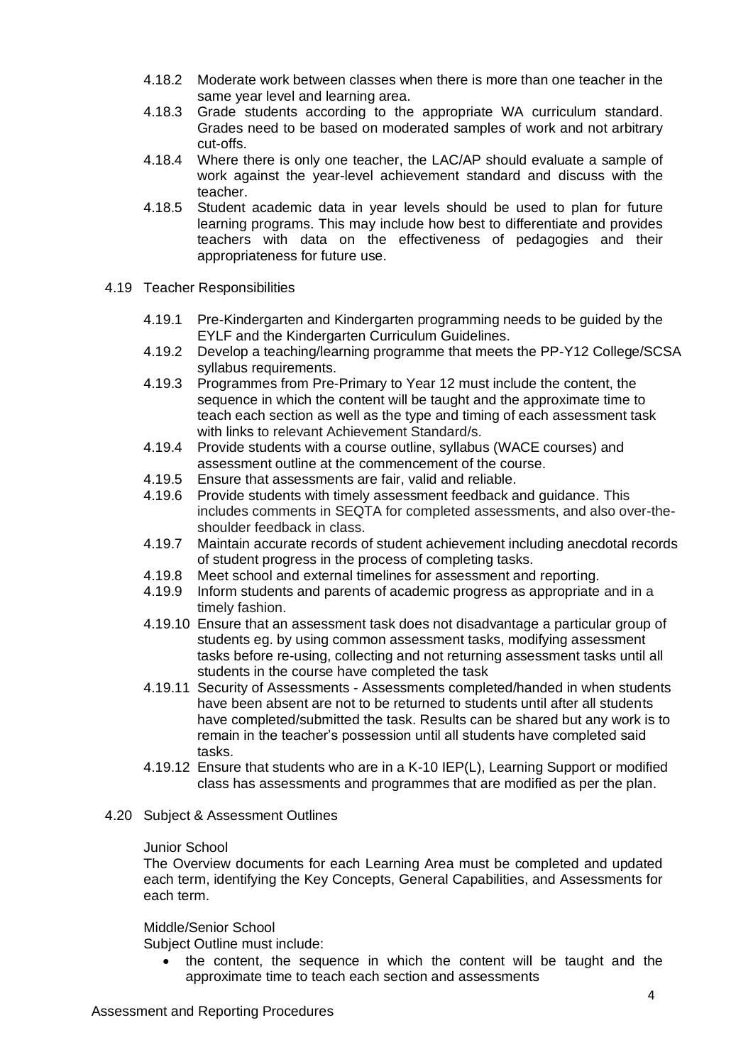4.18.2 Moderate work between classes when there is more than one teacher in the same year level and learning area.

4.18.3 Grade students according to the appropriate WA curriculum standard. Grades need to be based on moderated samples of work and not arbitrary cut-offs.

4.18.4 Where there is only one teacher, the LAC/AP should evaluate a sample of work against the year-level achievement standard and discuss with the teacher.

4.18.5 Student academic data in year levels should be used to plan for future learning programs. This may include how best to differentiate and provides teachers with data on the effectiveness of pedagogies and their appropriateness for future use.

4.19 Teacher Responsibilities

4.19.1 Pre-Kindergarten and Kindergarten programming needs to be guided by the EYLF and the Kindergarten Curriculum Guidelines.

4.19.2 Develop a teaching/learning programme that meets the PP-Y12 College/SCSA syllabus requirements.

4.19.3 Programmes from Pre-Primary to Year 12 must include the content, the sequence in which the content will be taught and the approximate time to teach each section as well as the type and timing of each assessment task with links to relevant Achievement Standard/s.

4.19.4 Provide students with a course outline, syllabus (WACE courses) and assessment outline at the commencement of the course.

4.19.5 Ensure that assessments are fair, valid and reliable.

4.19.6 Provide students with timely assessment feedback and guidance. This includes comments in SEQTA for completed assessments, and also over-the-shoulder feedback in class.

4.19.7 Maintain accurate records of student achievement including anecdotal records of student progress in the process of completing tasks.

4.19.8 Meet school and external timelines for assessment and reporting.

4.19.9 Inform students and parents of academic progress as appropriate and in a timely fashion.

4.19.10 Ensure that an assessment task does not disadvantage a particular group of students eg. by using common assessment tasks, modifying assessment tasks before re-using, collecting and not returning assessment tasks until all students in the course have completed the task

4.19.11 Security of Assessments - Assessments completed/handed in when students have been absent are not to be returned to students until after all students have completed/submitted the task. Results can be shared but any work is to remain in the teacher's possession until all students have completed said tasks.

4.19.12 Ensure that students who are in a K-10 IEP(L), Learning Support or modified class has assessments and programmes that are modified as per the plan.

4.20 Subject & Assessment Outlines

Junior School

The Overview documents for each Learning Area must be completed and updated each term, identifying the Key Concepts, General Capabilities, and Assessments for each term.

Middle/Senior School

Subject Outline must include:

- the content, the sequence in which the content will be taught and the approximate time to teach each section and assessments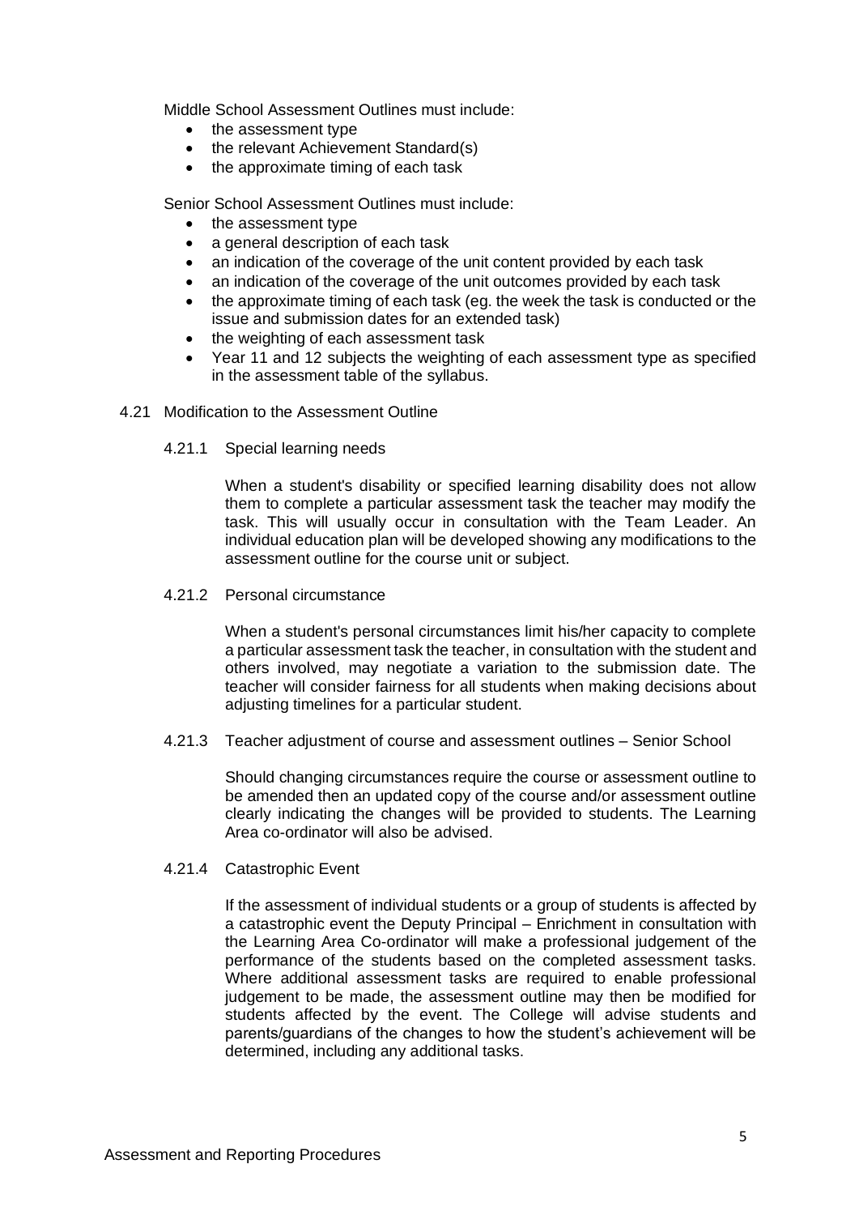Middle School Assessment Outlines must include:

- the assessment type
- the relevant Achievement Standard(s)
- the approximate timing of each task

Senior School Assessment Outlines must include:

- the assessment type
- a general description of each task
- an indication of the coverage of the unit content provided by each task
- an indication of the coverage of the unit outcomes provided by each task
- the approximate timing of each task (eg. the week the task is conducted or the issue and submission dates for an extended task)
- the weighting of each assessment task
- Year 11 and 12 subjects the weighting of each assessment type as specified in the assessment table of the syllabus.

### 4.21 Modification to the Assessment Outline

#### 4.21.1 Special learning needs

When a student's disability or specified learning disability does not allow them to complete a particular assessment task the teacher may modify the task. This will usually occur in consultation with the Team Leader. An individual education plan will be developed showing any modifications to the assessment outline for the course unit or subject.

#### 4.21.2 Personal circumstance

When a student's personal circumstances limit his/her capacity to complete a particular assessment task the teacher, in consultation with the student and others involved, may negotiate a variation to the submission date. The teacher will consider fairness for all students when making decisions about adjusting timelines for a particular student.

#### 4.21.3 Teacher adjustment of course and assessment outlines – Senior School

Should changing circumstances require the course or assessment outline to be amended then an updated copy of the course and/or assessment outline clearly indicating the changes will be provided to students. The Learning Area co-ordinator will also be advised.

#### 4.21.4 Catastrophic Event

If the assessment of individual students or a group of students is affected by a catastrophic event the Deputy Principal – Enrichment in consultation with the Learning Area Co-ordinator will make a professional judgement of the performance of the students based on the completed assessment tasks. Where additional assessment tasks are required to enable professional judgement to be made, the assessment outline may then be modified for students affected by the event. The College will advise students and parents/guardians of the changes to how the student's achievement will be determined, including any additional tasks.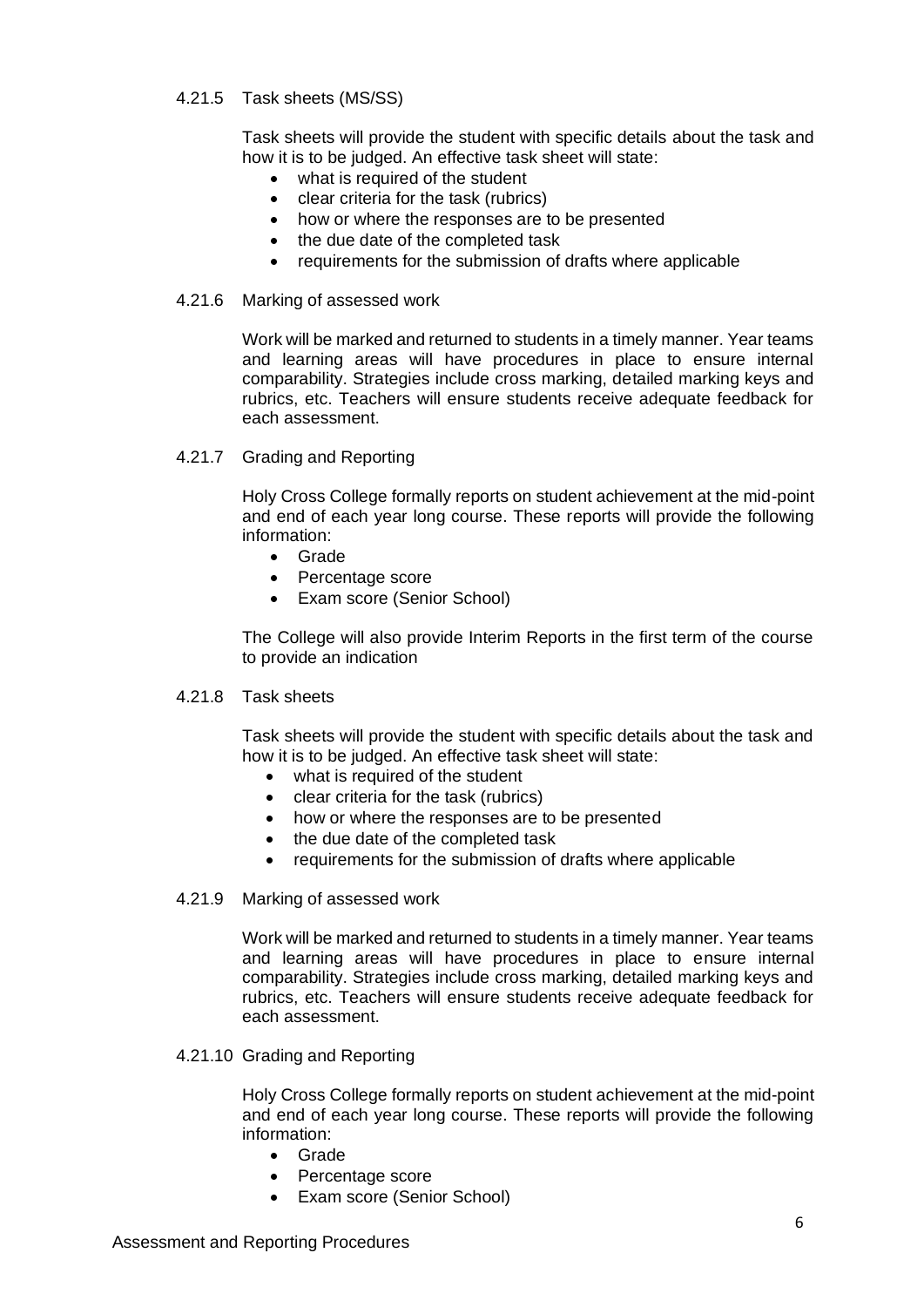#### 4.21.5 Task sheets (MS/SS)

Task sheets will provide the student with specific details about the task and how it is to be judged. An effective task sheet will state:

- what is required of the student
- clear criteria for the task (rubrics)
- how or where the responses are to be presented
- the due date of the completed task
- requirements for the submission of drafts where applicable

#### 4.21.6 Marking of assessed work

Work will be marked and returned to students in a timely manner. Year teams and learning areas will have procedures in place to ensure internal comparability. Strategies include cross marking, detailed marking keys and rubrics, etc. Teachers will ensure students receive adequate feedback for each assessment.

#### 4.21.7 Grading and Reporting

Holy Cross College formally reports on student achievement at the mid-point and end of each year long course. These reports will provide the following information:

- Grade
- Percentage score
- Exam score (Senior School)

The College will also provide Interim Reports in the first term of the course to provide an indication

#### 4.21.8 Task sheets

Task sheets will provide the student with specific details about the task and how it is to be judged. An effective task sheet will state:

- what is required of the student
- clear criteria for the task (rubrics)
- how or where the responses are to be presented
- the due date of the completed task
- requirements for the submission of drafts where applicable

#### 4.21.9 Marking of assessed work

Work will be marked and returned to students in a timely manner. Year teams and learning areas will have procedures in place to ensure internal comparability. Strategies include cross marking, detailed marking keys and rubrics, etc. Teachers will ensure students receive adequate feedback for each assessment.

#### 4.21.10 Grading and Reporting

Holy Cross College formally reports on student achievement at the mid-point and end of each year long course. These reports will provide the following information:

- Grade
- Percentage score
- Exam score (Senior School)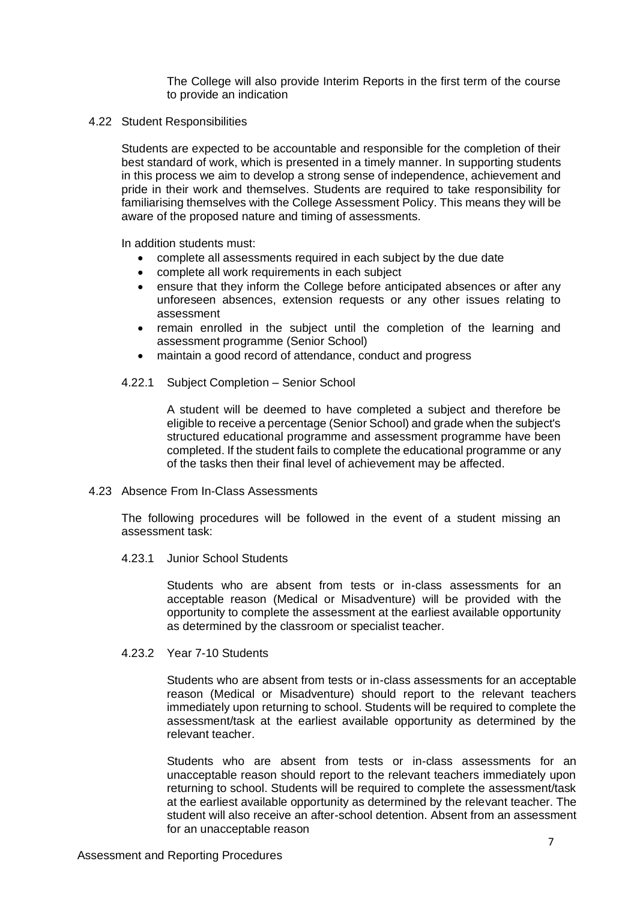The College will also provide Interim Reports in the first term of the course to provide an indication

## 4.22 Student Responsibilities

Students are expected to be accountable and responsible for the completion of their best standard of work, which is presented in a timely manner. In supporting students in this process we aim to develop a strong sense of independence, achievement and pride in their work and themselves. Students are required to take responsibility for familiarising themselves with the College Assessment Policy. This means they will be aware of the proposed nature and timing of assessments.

In addition students must:

- complete all assessments required in each subject by the due date
- complete all work requirements in each subject
- ensure that they inform the College before anticipated absences or after any unforeseen absences, extension requests or any other issues relating to assessment
- remain enrolled in the subject until the completion of the learning and assessment programme (Senior School)
- maintain a good record of attendance, conduct and progress

### 4.22.1 Subject Completion – Senior School

A student will be deemed to have completed a subject and therefore be eligible to receive a percentage (Senior School) and grade when the subject's structured educational programme and assessment programme have been completed. If the student fails to complete the educational programme or any of the tasks then their final level of achievement may be affected.

## 4.23 Absence From In-Class Assessments

The following procedures will be followed in the event of a student missing an assessment task:

### 4.23.1 Junior School Students

Students who are absent from tests or in-class assessments for an acceptable reason (Medical or Misadventure) will be provided with the opportunity to complete the assessment at the earliest available opportunity as determined by the classroom or specialist teacher.

### 4.23.2 Year 7-10 Students

Students who are absent from tests or in-class assessments for an acceptable reason (Medical or Misadventure) should report to the relevant teachers immediately upon returning to school. Students will be required to complete the assessment/task at the earliest available opportunity as determined by the relevant teacher.

Students who are absent from tests or in-class assessments for an unacceptable reason should report to the relevant teachers immediately upon returning to school. Students will be required to complete the assessment/task at the earliest available opportunity as determined by the relevant teacher. The student will also receive an after-school detention. Absent from an assessment for an unacceptable reason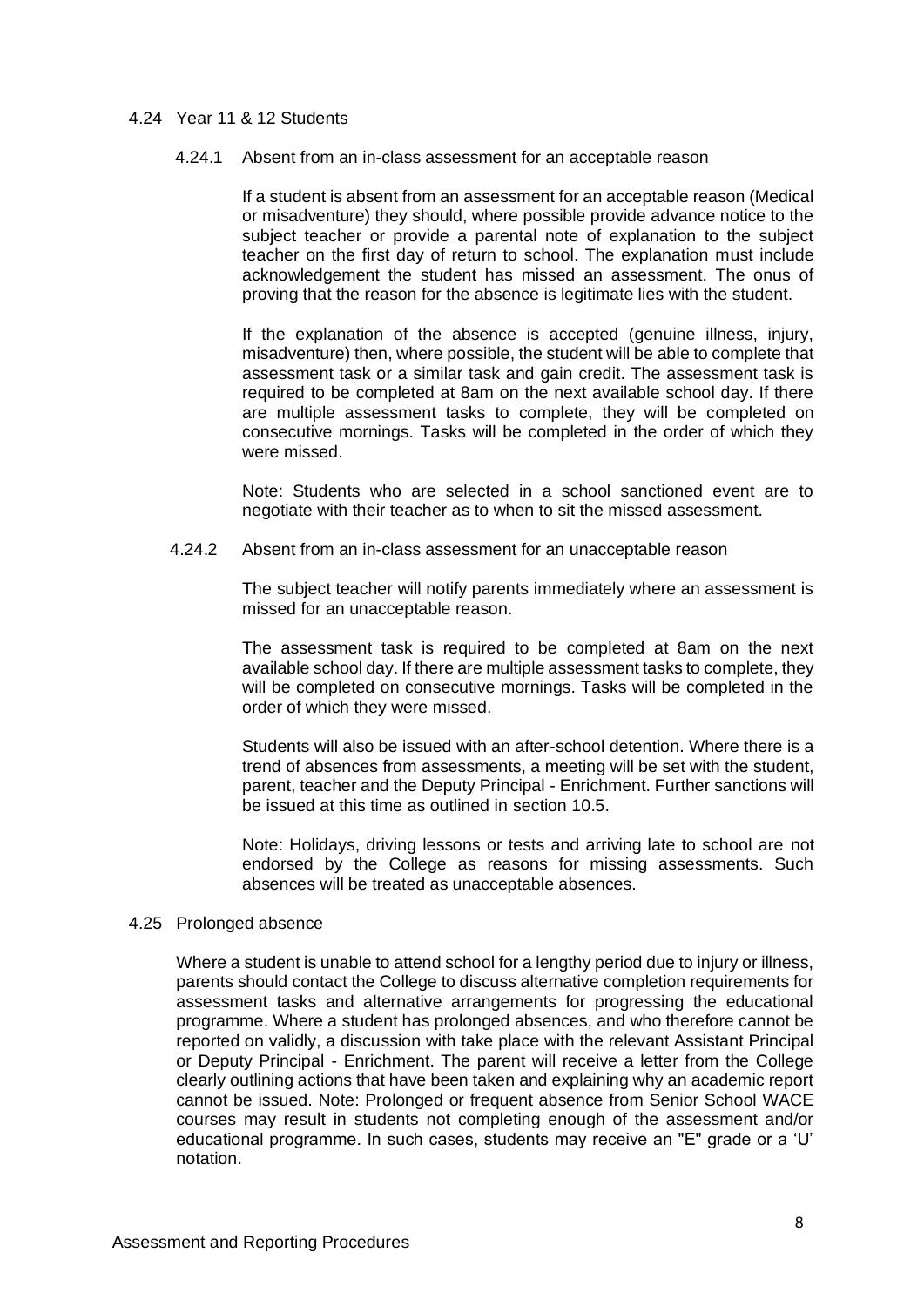### 4.24 Year 11 & 12 Students

#### 4.24.1 Absent from an in-class assessment for an acceptable reason

If a student is absent from an assessment for an acceptable reason (Medical or misadventure) they should, where possible provide advance notice to the subject teacher or provide a parental note of explanation to the subject teacher on the first day of return to school. The explanation must include acknowledgement the student has missed an assessment. The onus of proving that the reason for the absence is legitimate lies with the student.

If the explanation of the absence is accepted (genuine illness, injury, misadventure) then, where possible, the student will be able to complete that assessment task or a similar task and gain credit. The assessment task is required to be completed at 8am on the next available school day. If there are multiple assessment tasks to complete, they will be completed on consecutive mornings. Tasks will be completed in the order of which they were missed.

Note: Students who are selected in a school sanctioned event are to negotiate with their teacher as to when to sit the missed assessment.

#### 4.24.2 Absent from an in-class assessment for an unacceptable reason

The subject teacher will notify parents immediately where an assessment is missed for an unacceptable reason.

The assessment task is required to be completed at 8am on the next available school day. If there are multiple assessment tasks to complete, they will be completed on consecutive mornings. Tasks will be completed in the order of which they were missed.

Students will also be issued with an after-school detention. Where there is a trend of absences from assessments, a meeting will be set with the student, parent, teacher and the Deputy Principal - Enrichment. Further sanctions will be issued at this time as outlined in section 10.5.

Note: Holidays, driving lessons or tests and arriving late to school are not endorsed by the College as reasons for missing assessments. Such absences will be treated as unacceptable absences.

### 4.25 Prolonged absence

Where a student is unable to attend school for a lengthy period due to injury or illness, parents should contact the College to discuss alternative completion requirements for assessment tasks and alternative arrangements for progressing the educational programme. Where a student has prolonged absences, and who therefore cannot be reported on validly, a discussion with take place with the relevant Assistant Principal or Deputy Principal - Enrichment. The parent will receive a letter from the College clearly outlining actions that have been taken and explaining why an academic report cannot be issued. Note: Prolonged or frequent absence from Senior School WACE courses may result in students not completing enough of the assessment and/or educational programme. In such cases, students may receive an "E" grade or a 'U' notation.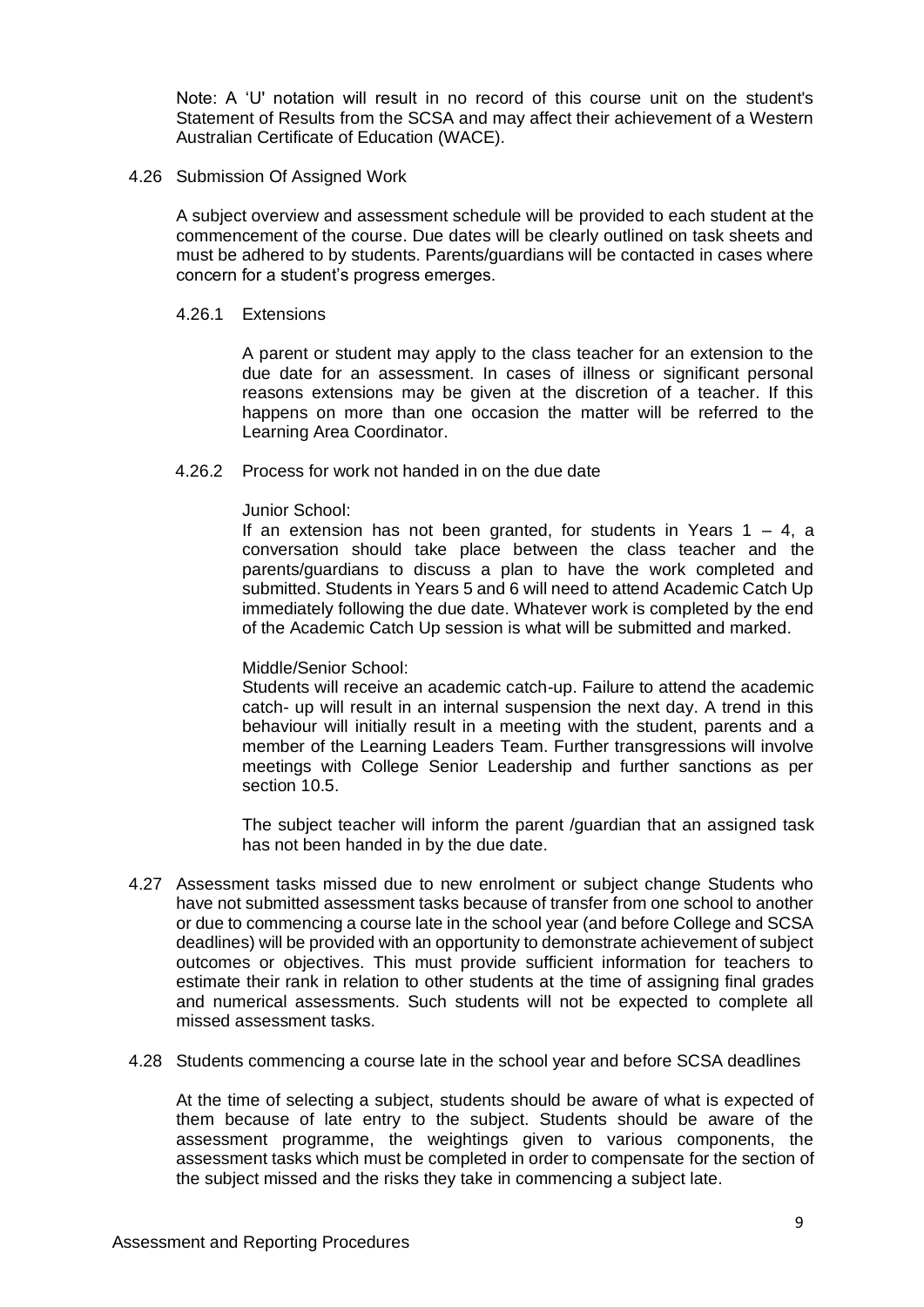Note: A 'U' notation will result in no record of this course unit on the student's Statement of Results from the SCSA and may affect their achievement of a Western Australian Certificate of Education (WACE).

### 4.26 Submission Of Assigned Work

A subject overview and assessment schedule will be provided to each student at the commencement of the course. Due dates will be clearly outlined on task sheets and must be adhered to by students. Parents/guardians will be contacted in cases where concern for a student's progress emerges.

#### 4.26.1 Extensions

A parent or student may apply to the class teacher for an extension to the due date for an assessment. In cases of illness or significant personal reasons extensions may be given at the discretion of a teacher. If this happens on more than one occasion the matter will be referred to the Learning Area Coordinator.

#### 4.26.2 Process for work not handed in on the due date

Junior School:
If an extension has not been granted, for students in Years 1 – 4, a conversation should take place between the class teacher and the parents/guardians to discuss a plan to have the work completed and submitted. Students in Years 5 and 6 will need to attend Academic Catch Up immediately following the due date. Whatever work is completed by the end of the Academic Catch Up session is what will be submitted and marked.

Middle/Senior School:
Students will receive an academic catch-up. Failure to attend the academic catch- up will result in an internal suspension the next day. A trend in this behaviour will initially result in a meeting with the student, parents and a member of the Learning Leaders Team. Further transgressions will involve meetings with College Senior Leadership and further sanctions as per section 10.5.

The subject teacher will inform the parent /guardian that an assigned task has not been handed in by the due date.

### 4.27 Assessment tasks missed due to new enrolment or subject change

Students who have not submitted assessment tasks because of transfer from one school to another or due to commencing a course late in the school year (and before College and SCSA deadlines) will be provided with an opportunity to demonstrate achievement of subject outcomes or objectives. This must provide sufficient information for teachers to estimate their rank in relation to other students at the time of assigning final grades and numerical assessments. Such students will not be expected to complete all missed assessment tasks.

### 4.28 Students commencing a course late in the school year and before SCSA deadlines

At the time of selecting a subject, students should be aware of what is expected of them because of late entry to the subject. Students should be aware of the assessment programme, the weightings given to various components, the assessment tasks which must be completed in order to compensate for the section of the subject missed and the risks they take in commencing a subject late.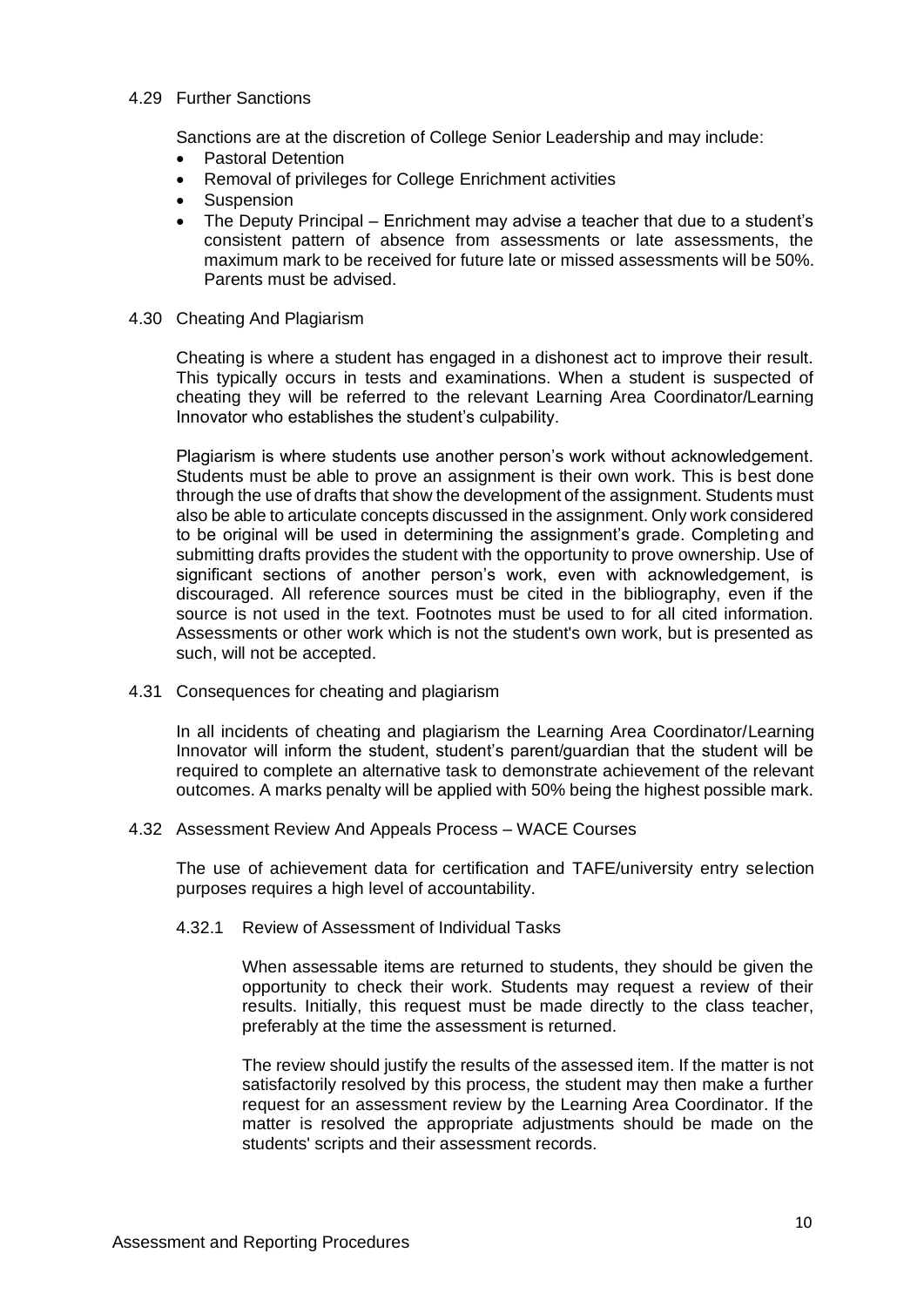### 4.29 Further Sanctions

Sanctions are at the discretion of College Senior Leadership and may include:

- Pastoral Detention
- Removal of privileges for College Enrichment activities
- Suspension
- The Deputy Principal – Enrichment may advise a teacher that due to a student's consistent pattern of absence from assessments or late assessments, the maximum mark to be received for future late or missed assessments will be 50%. Parents must be advised.

### 4.30 Cheating And Plagiarism

Cheating is where a student has engaged in a dishonest act to improve their result. This typically occurs in tests and examinations. When a student is suspected of cheating they will be referred to the relevant Learning Area Coordinator/Learning Innovator who establishes the student's culpability.

Plagiarism is where students use another person's work without acknowledgement. Students must be able to prove an assignment is their own work. This is best done through the use of drafts that show the development of the assignment. Students must also be able to articulate concepts discussed in the assignment. Only work considered to be original will be used in determining the assignment's grade. Completing and submitting drafts provides the student with the opportunity to prove ownership. Use of significant sections of another person's work, even with acknowledgement, is discouraged. All reference sources must be cited in the bibliography, even if the source is not used in the text. Footnotes must be used to for all cited information. Assessments or other work which is not the student's own work, but is presented as such, will not be accepted.

### 4.31 Consequences for cheating and plagiarism

In all incidents of cheating and plagiarism the Learning Area Coordinator/Learning Innovator will inform the student, student's parent/guardian that the student will be required to complete an alternative task to demonstrate achievement of the relevant outcomes. A marks penalty will be applied with 50% being the highest possible mark.

### 4.32 Assessment Review And Appeals Process – WACE Courses

The use of achievement data for certification and TAFE/university entry selection purposes requires a high level of accountability.

#### 4.32.1 Review of Assessment of Individual Tasks

When assessable items are returned to students, they should be given the opportunity to check their work. Students may request a review of their results. Initially, this request must be made directly to the class teacher, preferably at the time the assessment is returned.

The review should justify the results of the assessed item. If the matter is not satisfactorily resolved by this process, the student may then make a further request for an assessment review by the Learning Area Coordinator. If the matter is resolved the appropriate adjustments should be made on the students' scripts and their assessment records.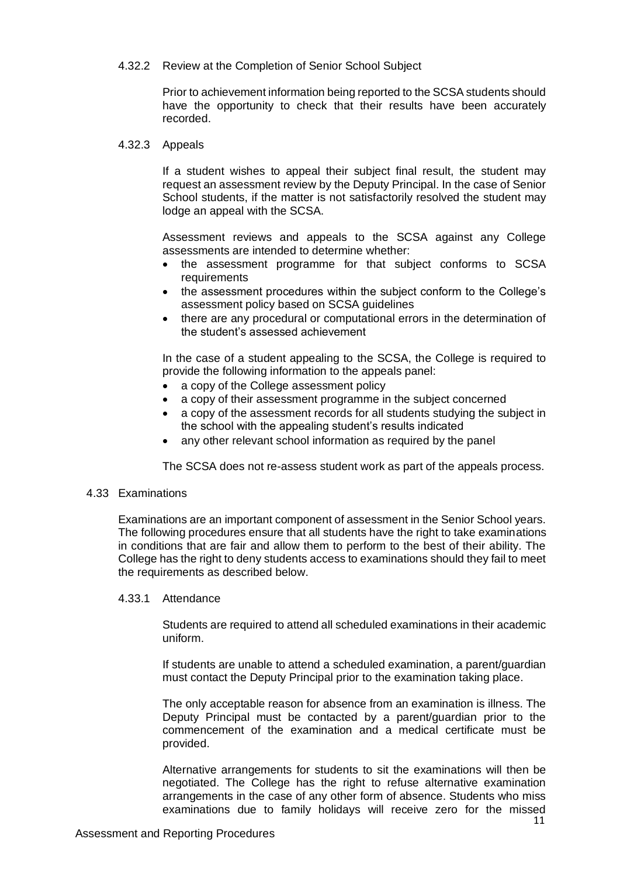#### 4.32.2 Review at the Completion of Senior School Subject

Prior to achievement information being reported to the SCSA students should have the opportunity to check that their results have been accurately recorded.

#### 4.32.3 Appeals

If a student wishes to appeal their subject final result, the student may request an assessment review by the Deputy Principal. In the case of Senior School students, if the matter is not satisfactorily resolved the student may lodge an appeal with the SCSA.

Assessment reviews and appeals to the SCSA against any College assessments are intended to determine whether:

- the assessment programme for that subject conforms to SCSA requirements
- the assessment procedures within the subject conform to the College's assessment policy based on SCSA guidelines
- there are any procedural or computational errors in the determination of the student's assessed achievement

In the case of a student appealing to the SCSA, the College is required to provide the following information to the appeals panel:

- a copy of the College assessment policy
- a copy of their assessment programme in the subject concerned
- a copy of the assessment records for all students studying the subject in the school with the appealing student's results indicated
- any other relevant school information as required by the panel

The SCSA does not re-assess student work as part of the appeals process.

### 4.33 Examinations

Examinations are an important component of assessment in the Senior School years. The following procedures ensure that all students have the right to take examinations in conditions that are fair and allow them to perform to the best of their ability. The College has the right to deny students access to examinations should they fail to meet the requirements as described below.

#### 4.33.1 Attendance

Students are required to attend all scheduled examinations in their academic uniform.

If students are unable to attend a scheduled examination, a parent/guardian must contact the Deputy Principal prior to the examination taking place.

The only acceptable reason for absence from an examination is illness. The Deputy Principal must be contacted by a parent/guardian prior to the commencement of the examination and a medical certificate must be provided.

Alternative arrangements for students to sit the examinations will then be negotiated. The College has the right to refuse alternative examination arrangements in the case of any other form of absence. Students who miss examinations due to family holidays will receive zero for the missed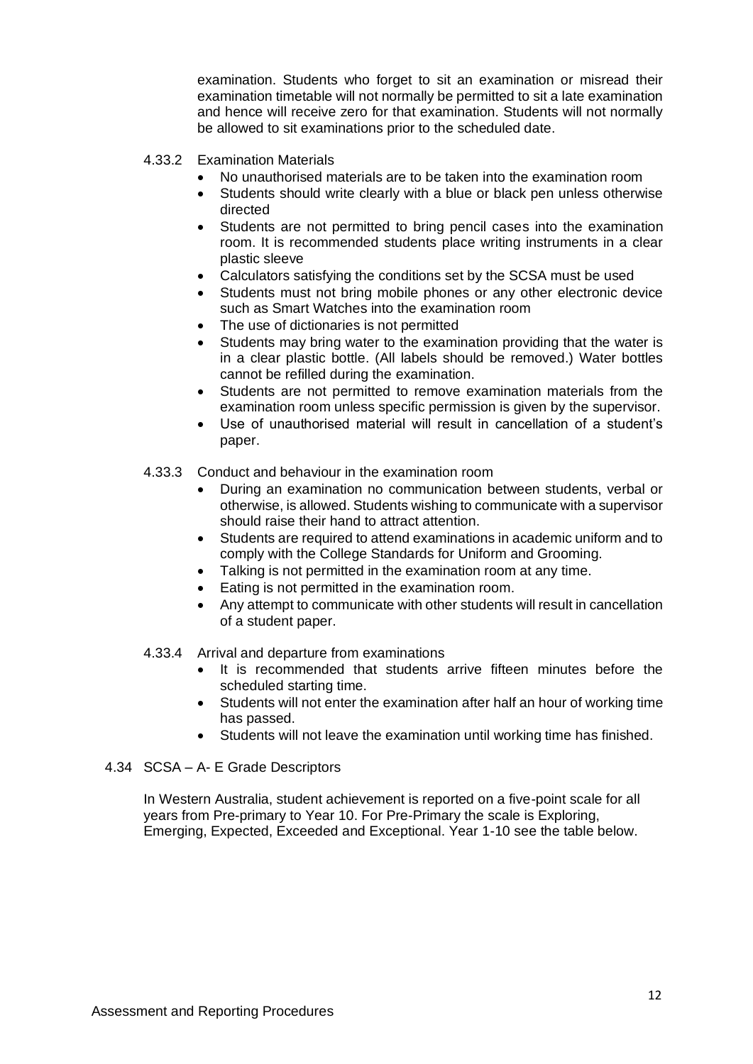examination. Students who forget to sit an examination or misread their examination timetable will not normally be permitted to sit a late examination and hence will receive zero for that examination. Students will not normally be allowed to sit examinations prior to the scheduled date.

#### 4.33.2 Examination Materials

- No unauthorised materials are to be taken into the examination room
- Students should write clearly with a blue or black pen unless otherwise directed
- Students are not permitted to bring pencil cases into the examination room. It is recommended students place writing instruments in a clear plastic sleeve
- Calculators satisfying the conditions set by the SCSA must be used
- Students must not bring mobile phones or any other electronic device such as Smart Watches into the examination room
- The use of dictionaries is not permitted
- Students may bring water to the examination providing that the water is in a clear plastic bottle. (All labels should be removed.) Water bottles cannot be refilled during the examination.
- Students are not permitted to remove examination materials from the examination room unless specific permission is given by the supervisor.
- Use of unauthorised material will result in cancellation of a student's paper.

#### 4.33.3 Conduct and behaviour in the examination room

- During an examination no communication between students, verbal or otherwise, is allowed. Students wishing to communicate with a supervisor should raise their hand to attract attention.
- Students are required to attend examinations in academic uniform and to comply with the College Standards for Uniform and Grooming.
- Talking is not permitted in the examination room at any time.
- Eating is not permitted in the examination room.
- Any attempt to communicate with other students will result in cancellation of a student paper.

#### 4.33.4 Arrival and departure from examinations

- It is recommended that students arrive fifteen minutes before the scheduled starting time.
- Students will not enter the examination after half an hour of working time has passed.
- Students will not leave the examination until working time has finished.

### 4.34 SCSA – A- E Grade Descriptors

In Western Australia, student achievement is reported on a five-point scale for all years from Pre-primary to Year 10. For Pre-Primary the scale is Exploring, Emerging, Expected, Exceeded and Exceptional. Year 1-10 see the table below.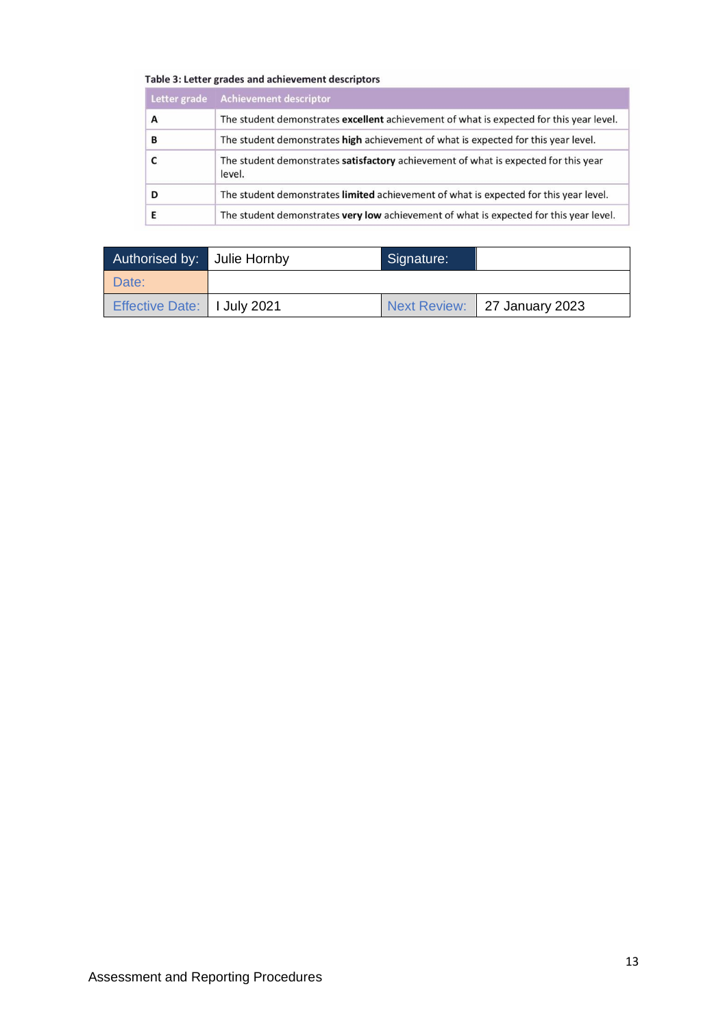**Table 3: Letter grades and achievement descriptors**

| Letter grade | Achievement descriptor |
|---|---|
| **A** | The student demonstrates **excellent** achievement of what is expected for this year level. |
| **B** | The student demonstrates **high** achievement of what is expected for this year level. |
| **C** | The student demonstrates **satisfactory** achievement of what is expected for this year level. |
| **D** | The student demonstrates **limited** achievement of what is expected for this year level. |
| **E** | The student demonstrates **very low** achievement of what is expected for this year level. |

| | | | |
|---|---|---|---|
| Authorised by: | Julie Hornby | Signature: | |
| Date: | | | |
| Effective Date: | I July 2021 | Next Review: | 27 January 2023 |

Assessment and Reporting Procedures